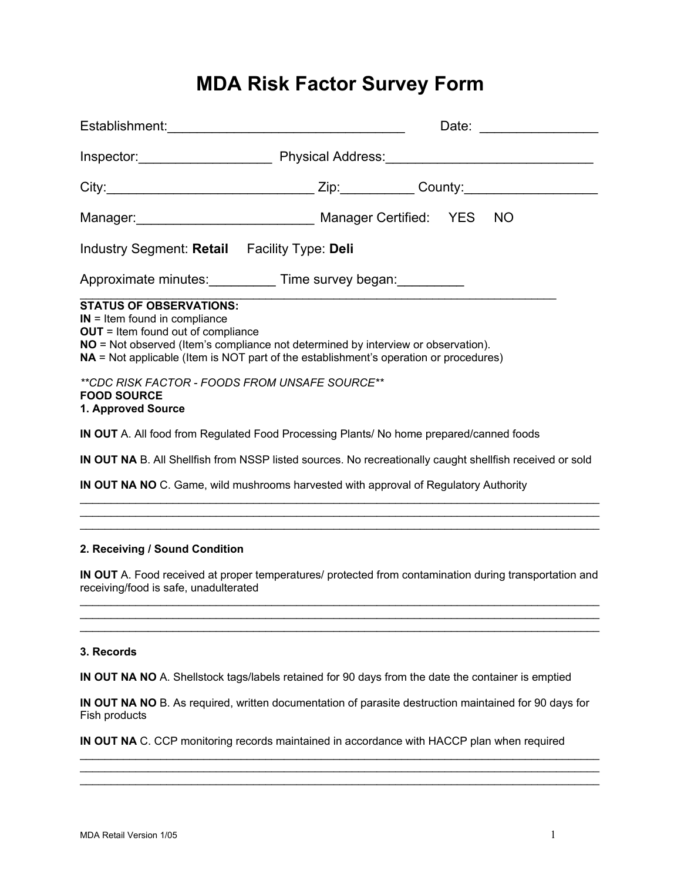# MDA Risk Factor Survey Form

Establishment:_______________________________ Date: ________________

Inspector:_________________ Physical Address:___________________________

City:___________________________ Zip:_________ County:_________________

Manager:_______________________ Manager Certified: YES NO

Industry Segment: **Retail** Facility Type: **Deli**

Approximate minutes:_________ Time survey began:_________

**STATUS OF OBSERVATIONS:**
**IN** = Item found in compliance
**OUT** = Item found out of compliance
**NO** = Not observed (Item's compliance not determined by interview or observation).
**NA** = Not applicable (Item is NOT part of the establishment's operation or procedures)

***\*\*CDC RISK FACTOR - FOODS FROM UNSAFE SOURCE\*\****
**FOOD SOURCE**
**1. Approved Source**

**IN OUT** A. All food from Regulated Food Processing Plants/ No home prepared/canned foods

**IN OUT NA** B. All Shellfish from NSSP listed sources. No recreationally caught shellfish received or sold

**IN OUT NA NO** C. Game, wild mushrooms harvested with approval of Regulatory Authority

_______________________________________________________________________________
_______________________________________________________________________________
_______________________________________________________________________________

**2. Receiving / Sound Condition**

**IN OUT** A. Food received at proper temperatures/ protected from contamination during transportation and receiving/food is safe, unadulterated

_______________________________________________________________________________
_______________________________________________________________________________
_______________________________________________________________________________

**3. Records**

**IN OUT NA NO** A. Shellstock tags/labels retained for 90 days from the date the container is emptied

**IN OUT NA NO** B. As required, written documentation of parasite destruction maintained for 90 days for Fish products

**IN OUT NA** C. CCP monitoring records maintained in accordance with HACCP plan when required

_______________________________________________________________________________
_______________________________________________________________________________
_______________________________________________________________________________

MDA Retail Version 1/05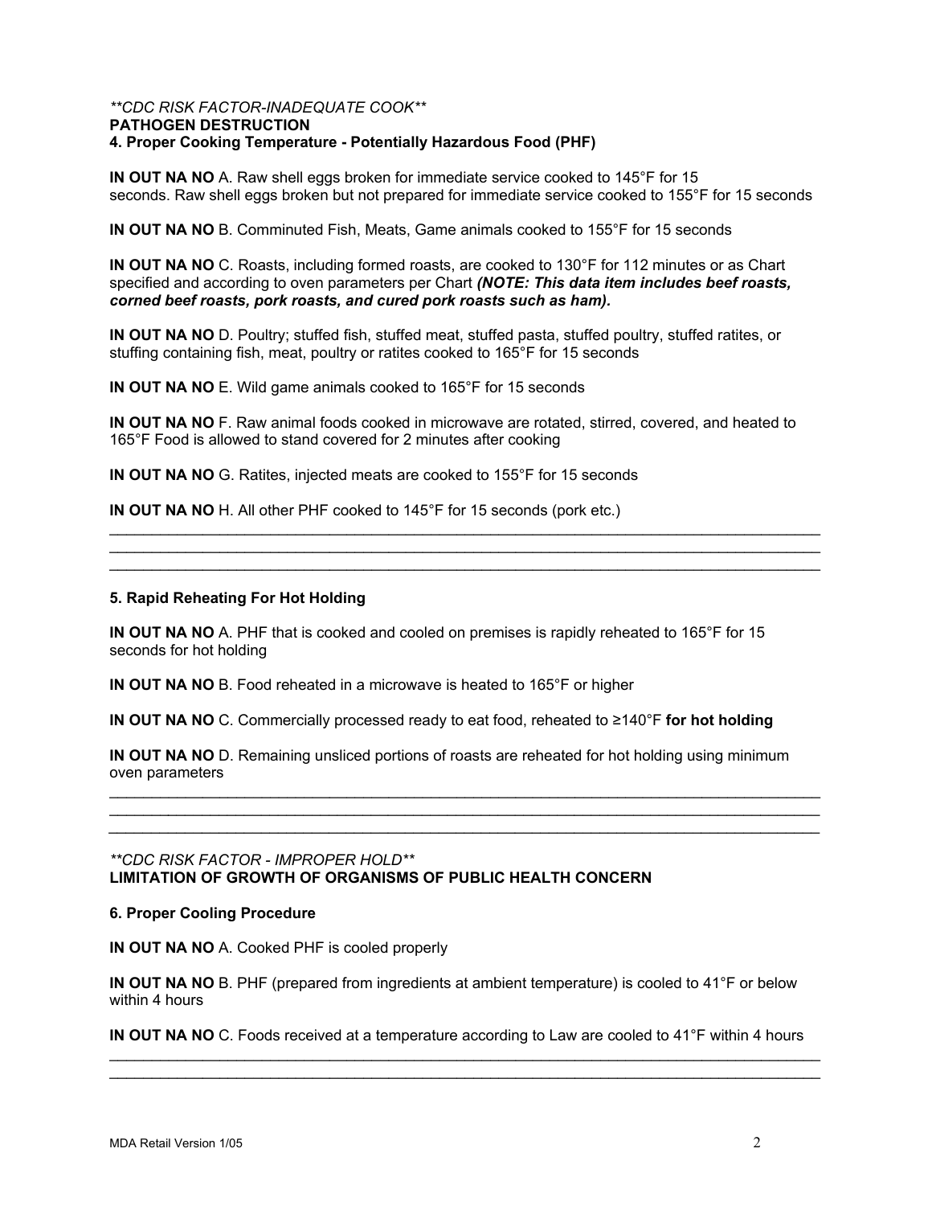*\*\*CDC RISK FACTOR-INADEQUATE COOK\*\**

**PATHOGEN DESTRUCTION**

**4. Proper Cooking Temperature - Potentially Hazardous Food (PHF)**

**IN OUT NA NO** A. Raw shell eggs broken for immediate service cooked to 145°F for 15 seconds. Raw shell eggs broken but not prepared for immediate service cooked to 155°F for 15 seconds

**IN OUT NA NO** B. Comminuted Fish, Meats, Game animals cooked to 155°F for 15 seconds

**IN OUT NA NO** C. Roasts, including formed roasts, are cooked to 130°F for 112 minutes or as Chart specified and according to oven parameters per Chart ***(NOTE: This data item includes beef roasts, corned beef roasts, pork roasts, and cured pork roasts such as ham).***

**IN OUT NA NO** D. Poultry; stuffed fish, stuffed meat, stuffed pasta, stuffed poultry, stuffed ratites, or stuffing containing fish, meat, poultry or ratites cooked to 165°F for 15 seconds

**IN OUT NA NO** E. Wild game animals cooked to 165°F for 15 seconds

**IN OUT NA NO** F. Raw animal foods cooked in microwave are rotated, stirred, covered, and heated to 165°F Food is allowed to stand covered for 2 minutes after cooking

**IN OUT NA NO** G. Ratites, injected meats are cooked to 155°F for 15 seconds

**IN OUT NA NO** H. All other PHF cooked to 145°F for 15 seconds (pork etc.)

\_\_\_\_\_\_\_\_\_\_\_\_\_\_\_\_\_\_\_\_\_\_\_\_\_\_\_\_\_\_\_\_\_\_\_\_\_\_\_\_\_\_\_\_\_\_\_\_\_\_\_\_\_\_\_\_\_\_\_\_\_\_\_\_\_\_\_\_\_\_\_\_\_\_\_\_\_\_
\_\_\_\_\_\_\_\_\_\_\_\_\_\_\_\_\_\_\_\_\_\_\_\_\_\_\_\_\_\_\_\_\_\_\_\_\_\_\_\_\_\_\_\_\_\_\_\_\_\_\_\_\_\_\_\_\_\_\_\_\_\_\_\_\_\_\_\_\_\_\_\_\_\_\_\_\_\_
\_\_\_\_\_\_\_\_\_\_\_\_\_\_\_\_\_\_\_\_\_\_\_\_\_\_\_\_\_\_\_\_\_\_\_\_\_\_\_\_\_\_\_\_\_\_\_\_\_\_\_\_\_\_\_\_\_\_\_\_\_\_\_\_\_\_\_\_\_\_\_\_\_\_\_\_\_\_

**5. Rapid Reheating For Hot Holding**

**IN OUT NA NO** A. PHF that is cooked and cooled on premises is rapidly reheated to 165°F for 15 seconds for hot holding

**IN OUT NA NO** B. Food reheated in a microwave is heated to 165°F or higher

**IN OUT NA NO** C. Commercially processed ready to eat food, reheated to ≥140°F **for hot holding**

**IN OUT NA NO** D. Remaining unsliced portions of roasts are reheated for hot holding using minimum oven parameters

\_\_\_\_\_\_\_\_\_\_\_\_\_\_\_\_\_\_\_\_\_\_\_\_\_\_\_\_\_\_\_\_\_\_\_\_\_\_\_\_\_\_\_\_\_\_\_\_\_\_\_\_\_\_\_\_\_\_\_\_\_\_\_\_\_\_\_\_\_\_\_\_\_\_\_\_\_\_
\_\_\_\_\_\_\_\_\_\_\_\_\_\_\_\_\_\_\_\_\_\_\_\_\_\_\_\_\_\_\_\_\_\_\_\_\_\_\_\_\_\_\_\_\_\_\_\_\_\_\_\_\_\_\_\_\_\_\_\_\_\_\_\_\_\_\_\_\_\_\_\_\_\_\_\_\_\_
\_\_\_\_\_\_\_\_\_\_\_\_\_\_\_\_\_\_\_\_\_\_\_\_\_\_\_\_\_\_\_\_\_\_\_\_\_\_\_\_\_\_\_\_\_\_\_\_\_\_\_\_\_\_\_\_\_\_\_\_\_\_\_\_\_\_\_\_\_\_\_\_\_\_\_\_\_\_

*\*\*CDC RISK FACTOR - IMPROPER HOLD\*\**

**LIMITATION OF GROWTH OF ORGANISMS OF PUBLIC HEALTH CONCERN**

**6. Proper Cooling Procedure**

**IN OUT NA NO** A. Cooked PHF is cooled properly

**IN OUT NA NO** B. PHF (prepared from ingredients at ambient temperature) is cooled to 41°F or below within 4 hours

**IN OUT NA NO** C. Foods received at a temperature according to Law are cooled to 41°F within 4 hours

\_\_\_\_\_\_\_\_\_\_\_\_\_\_\_\_\_\_\_\_\_\_\_\_\_\_\_\_\_\_\_\_\_\_\_\_\_\_\_\_\_\_\_\_\_\_\_\_\_\_\_\_\_\_\_\_\_\_\_\_\_\_\_\_\_\_\_\_\_\_\_\_\_\_\_\_\_\_
\_\_\_\_\_\_\_\_\_\_\_\_\_\_\_\_\_\_\_\_\_\_\_\_\_\_\_\_\_\_\_\_\_\_\_\_\_\_\_\_\_\_\_\_\_\_\_\_\_\_\_\_\_\_\_\_\_\_\_\_\_\_\_\_\_\_\_\_\_\_\_\_\_\_\_\_\_\_

MDA Retail Version 1/05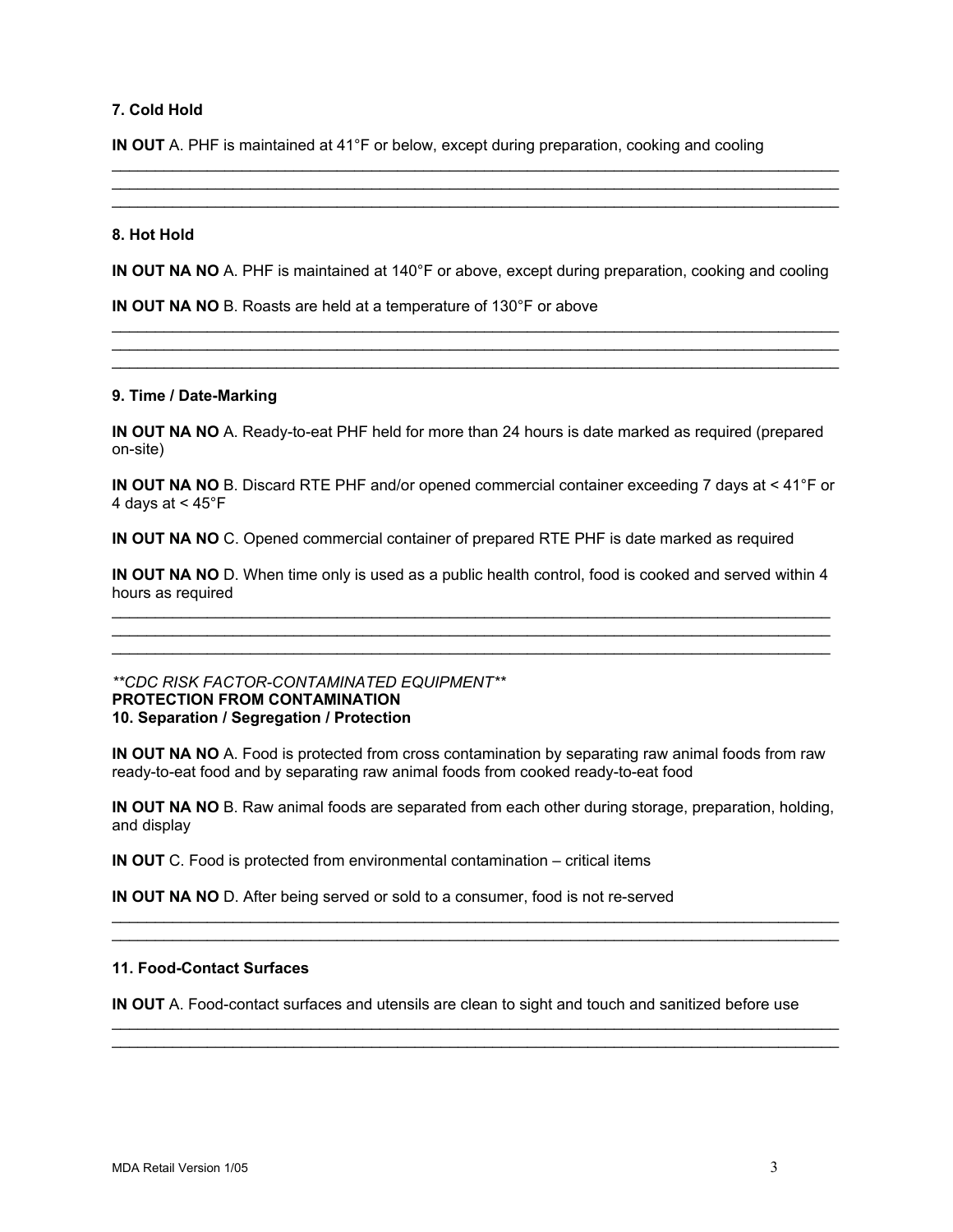### 7. Cold Hold

**IN OUT** A. PHF is maintained at 41°F or below, except during preparation, cooking and cooling

______________________________________________________________________________
______________________________________________________________________________
______________________________________________________________________________

### 8. Hot Hold

**IN OUT NA NO** A. PHF is maintained at 140°F or above, except during preparation, cooking and cooling

**IN OUT NA NO** B. Roasts are held at a temperature of 130°F or above

______________________________________________________________________________
______________________________________________________________________________
______________________________________________________________________________

### 9. Time / Date-Marking

**IN OUT NA NO** A. Ready-to-eat PHF held for more than 24 hours is date marked as required (prepared on-site)

**IN OUT NA NO** B. Discard RTE PHF and/or opened commercial container exceeding 7 days at < 41°F or 4 days at < 45°F

**IN OUT NA NO** C. Opened commercial container of prepared RTE PHF is date marked as required

**IN OUT NA NO** D. When time only is used as a public health control, food is cooked and served within 4 hours as required

______________________________________________________________________________
______________________________________________________________________________
______________________________________________________________________________

*\*\*CDC RISK FACTOR-CONTAMINATED EQUIPMENT\*\**

**PROTECTION FROM CONTAMINATION**

### 10. Separation / Segregation / Protection

**IN OUT NA NO** A. Food is protected from cross contamination by separating raw animal foods from raw ready-to-eat food and by separating raw animal foods from cooked ready-to-eat food

**IN OUT NA NO** B. Raw animal foods are separated from each other during storage, preparation, holding, and display

**IN OUT** C. Food is protected from environmental contamination – critical items

**IN OUT NA NO** D. After being served or sold to a consumer, food is not re-served

______________________________________________________________________________
______________________________________________________________________________

### 11. Food-Contact Surfaces

**IN OUT** A. Food-contact surfaces and utensils are clean to sight and touch and sanitized before use

______________________________________________________________________________
______________________________________________________________________________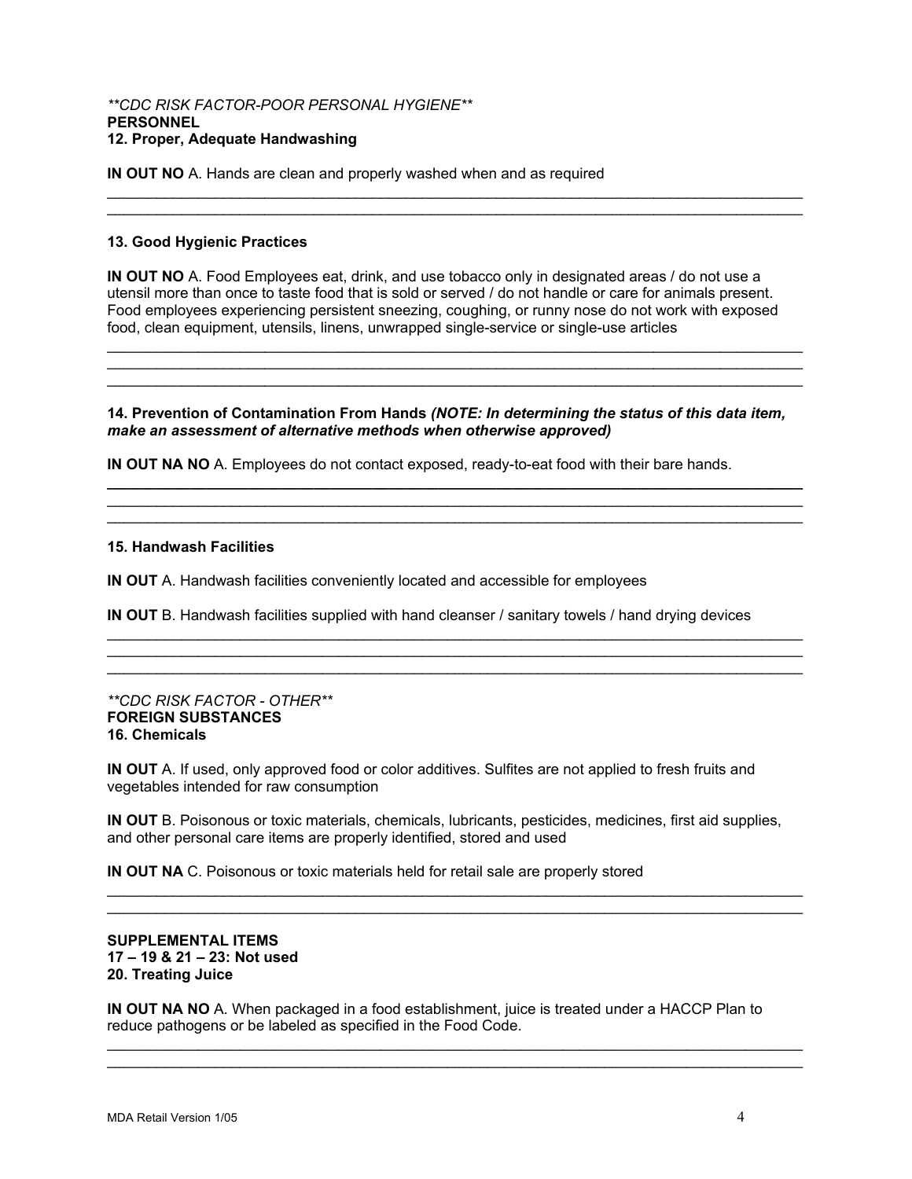*\*\*CDC RISK FACTOR-POOR PERSONAL HYGIENE\*\**

**PERSONNEL**

**12. Proper, Adequate Handwashing**

**IN OUT NO** A. Hands are clean and properly washed when and as required

---

**13. Good Hygienic Practices**

**IN OUT NO** A. Food Employees eat, drink, and use tobacco only in designated areas / do not use a utensil more than once to taste food that is sold or served / do not handle or care for animals present. Food employees experiencing persistent sneezing, coughing, or runny nose do not work with exposed food, clean equipment, utensils, linens, unwrapped single-service or single-use articles

---

**14. Prevention of Contamination From Hands** ***(NOTE: In determining the status of this data item, make an assessment of alternative methods when otherwise approved)***

**IN OUT NA NO** A. Employees do not contact exposed, ready-to-eat food with their bare hands.

---

**15. Handwash Facilities**

**IN OUT** A. Handwash facilities conveniently located and accessible for employees

**IN OUT** B. Handwash facilities supplied with hand cleanser / sanitary towels / hand drying devices

---

*\*\*CDC RISK FACTOR - OTHER\*\**

**FOREIGN SUBSTANCES**

**16. Chemicals**

**IN OUT** A. If used, only approved food or color additives. Sulfites are not applied to fresh fruits and vegetables intended for raw consumption

**IN OUT** B. Poisonous or toxic materials, chemicals, lubricants, pesticides, medicines, first aid supplies, and other personal care items are properly identified, stored and used

**IN OUT NA** C. Poisonous or toxic materials held for retail sale are properly stored

---

**SUPPLEMENTAL ITEMS**

**17 – 19 & 21 – 23: Not used**

**20. Treating Juice**

**IN OUT NA NO** A. When packaged in a food establishment, juice is treated under a HACCP Plan to reduce pathogens or be labeled as specified in the Food Code.

---

MDA Retail Version 1/05